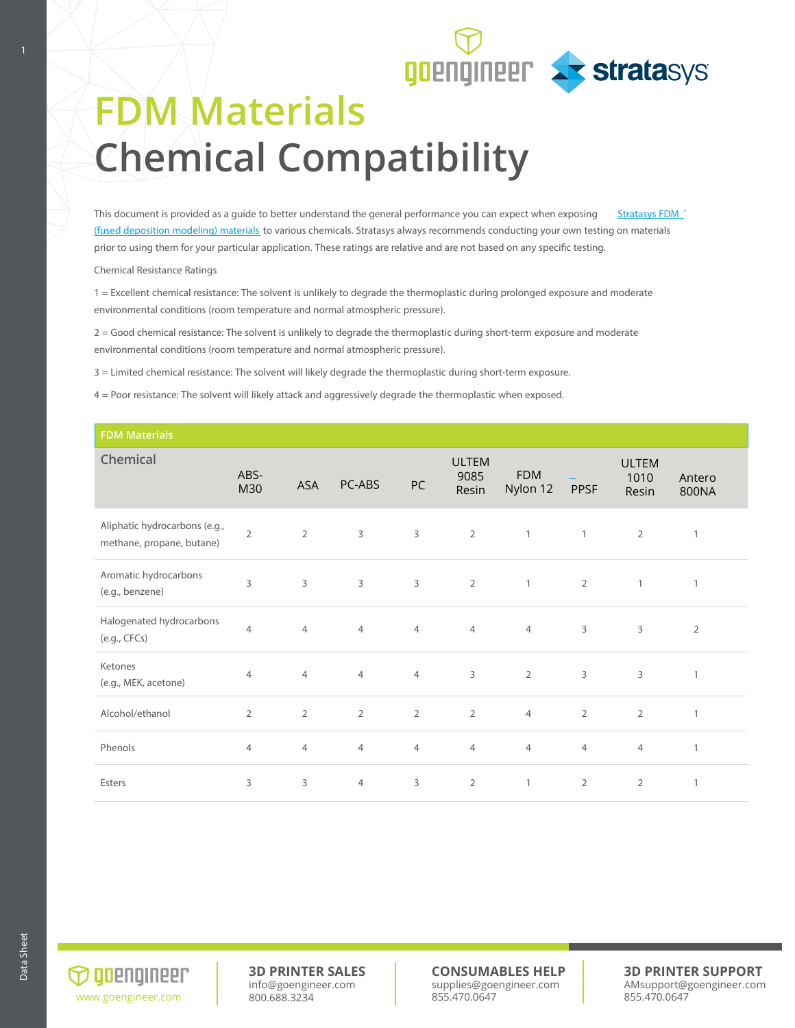# FDM Materials

# Chemical Compatibility

This document is provided as a guide to better understand the general performance you can expect when exposing Stratasys FDM® (fused deposition modeling) materials to various chemicals. Stratasys always recommends conducting your own testing on materials prior to using them for your particular application. These ratings are relative and are not based on any specific testing.

Chemical Resistance Ratings

1 = Excellent chemical resistance: The solvent is unlikely to degrade the thermoplastic during prolonged exposure and moderate environmental conditions (room temperature and normal atmospheric pressure).

2 = Good chemical resistance: The solvent is unlikely to degrade the thermoplastic during short-term exposure and moderate environmental conditions (room temperature and normal atmospheric pressure).

3 = Limited chemical resistance: The solvent will likely degrade the thermoplastic during short-term exposure.

4 = Poor resistance: The solvent will likely attack and aggressively degrade the thermoplastic when exposed.

| FDM Materials | | | | | | | | | |
|---|---|---|---|---|---|---|---|---|---|
| Chemical | ABS-M30 | ASA | PC-ABS | PC | ULTEM 9085 Resin | FDM Nylon 12 | PPSF | ULTEM 1010 Resin | Antero 800NA |
| Aliphatic hydrocarbons (e.g., methane, propane, butane) | 2 | 2 | 3 | 3 | 2 | 1 | 1 | 2 | 1 |
| Aromatic hydrocarbons (e.g., benzene) | 3 | 3 | 3 | 3 | 2 | 1 | 2 | 1 | 1 |
| Halogenated hydrocarbons (e.g., CFCs) | 4 | 4 | 4 | 4 | 4 | 4 | 3 | 3 | 2 |
| Ketones (e.g., MEK, acetone) | 4 | 4 | 4 | 4 | 3 | 2 | 3 | 3 | 1 |
| Alcohol/ethanol | 2 | 2 | 2 | 2 | 2 | 4 | 2 | 2 | 1 |
| Phenols | 4 | 4 | 4 | 4 | 4 | 4 | 4 | 4 | 1 |
| Esters | 3 | 3 | 4 | 3 | 2 | 1 | 2 | 2 | 1 |

goengineer
www.goengineer.com

**3D PRINTER SALES**
info@goengineer.com
800.688.3234

**CONSUMABLES HELP**
supplies@goengineer.com
855.470.0647

**3D PRINTER SUPPORT**
AMsupport@goengineer.com
855.470.0647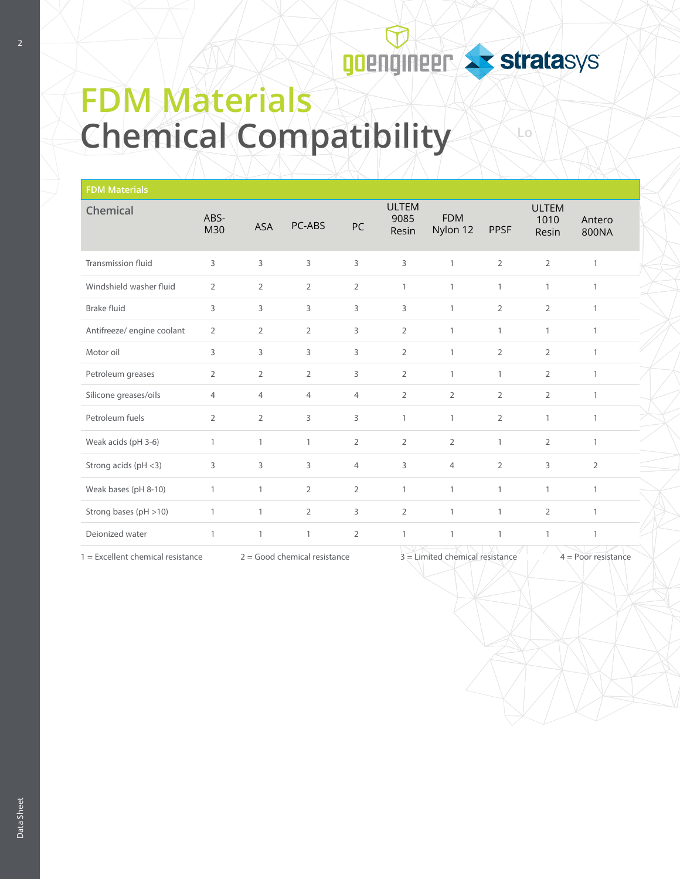# FDM Materials Chemical Compatibility

| FDM Materials | | | | | | | | | |
|---|---|---|---|---|---|---|---|---|---|
| **Chemical** | ABS-M30 | ASA | PC-ABS | PC | ULTEM 9085 Resin | FDM Nylon 12 | PPSF | ULTEM 1010 Resin | Antero 800NA |
| Transmission fluid | 3 | 3 | 3 | 3 | 3 | 1 | 2 | 2 | 1 |
| Windshield washer fluid | 2 | 2 | 2 | 2 | 1 | 1 | 1 | 1 | 1 |
| Brake fluid | 3 | 3 | 3 | 3 | 3 | 1 | 2 | 2 | 1 |
| Antifreeze/ engine coolant | 2 | 2 | 2 | 3 | 2 | 1 | 1 | 1 | 1 |
| Motor oil | 3 | 3 | 3 | 3 | 2 | 1 | 2 | 2 | 1 |
| Petroleum greases | 2 | 2 | 2 | 3 | 2 | 1 | 1 | 2 | 1 |
| Silicone greases/oils | 4 | 4 | 4 | 4 | 2 | 2 | 2 | 2 | 1 |
| Petroleum fuels | 2 | 2 | 3 | 3 | 1 | 1 | 2 | 1 | 1 |
| Weak acids (pH 3-6) | 1 | 1 | 1 | 2 | 2 | 2 | 1 | 2 | 1 |
| Strong acids (pH <3) | 3 | 3 | 3 | 4 | 3 | 4 | 2 | 3 | 2 |
| Weak bases (pH 8-10) | 1 | 1 | 2 | 2 | 1 | 1 | 1 | 1 | 1 |
| Strong bases (pH >10) | 1 | 1 | 2 | 3 | 2 | 1 | 1 | 2 | 1 |
| Deionized water | 1 | 1 | 1 | 2 | 1 | 1 | 1 | 1 | 1 |

1 = Excellent chemical resistance    2 = Good chemical resistance    3 = Limited chemical resistance    4 = Poor resistance